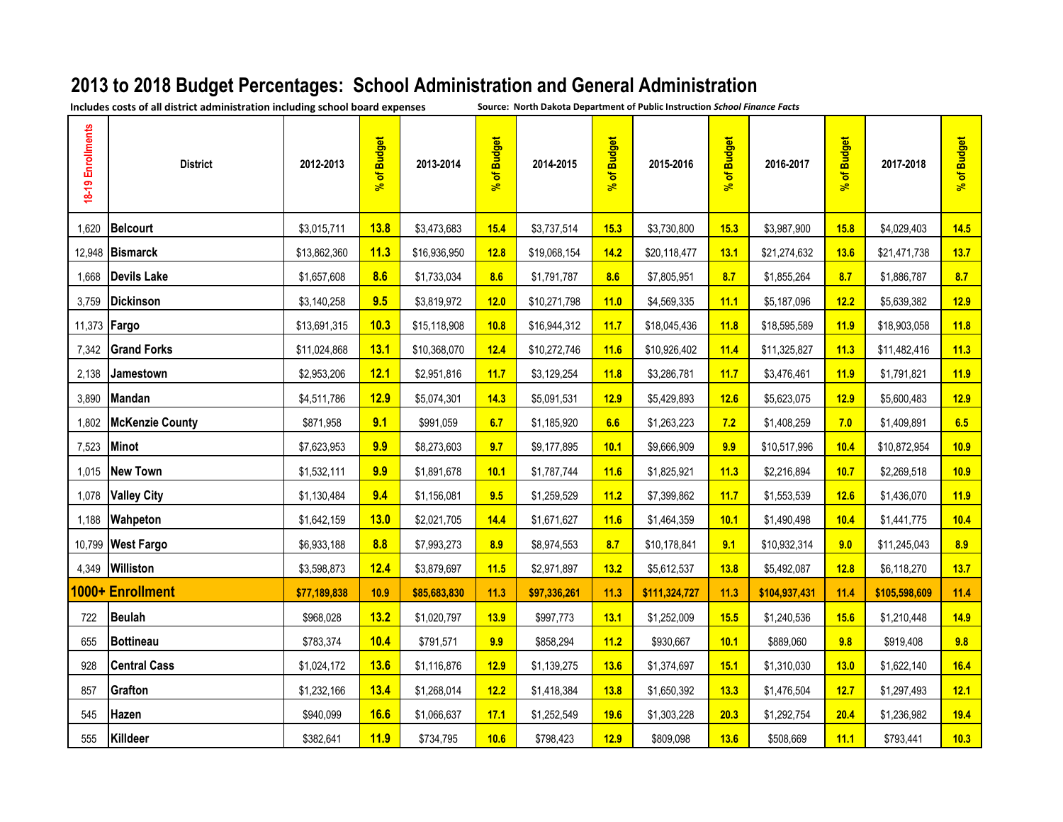# 2013 to 2018 Budget Percentages: School Administration and General Administration

**Includes costs of all district administration including school board expenses** Source: North Dakota Department of Public Instruction *School Finance Facts*

| 18-19 Enrollments | District | 2012-2013 | % of Budget | 2013-2014 | % of Budget | 2014-2015 | % of Budget | 2015-2016 | % of Budget | 2016-2017 | % of Budget | 2017-2018 | % of Budget |
|---|---|---|---|---|---|---|---|---|---|---|---|---|---|
| 1,620 | **Belcourt** | $3,015,711 | **13.8** | $3,473,683 | **15.4** | $3,737,514 | **15.3** | $3,730,800 | **15.3** | $3,987,900 | **15.8** | $4,029,403 | **14.5** |
| 12,948 | **Bismarck** | $13,862,360 | **11.3** | $16,936,950 | **12.8** | $19,068,154 | **14.2** | $20,118,477 | **13.1** | $21,274,632 | **13.6** | $21,471,738 | **13.7** |
| 1,668 | **Devils Lake** | $1,657,608 | **8.6** | $1,733,034 | **8.6** | $1,791,787 | **8.6** | $7,805,951 | **8.7** | $1,855,264 | **8.7** | $1,886,787 | **8.7** |
| 3,759 | **Dickinson** | $3,140,258 | **9.5** | $3,819,972 | **12.0** | $10,271,798 | **11.0** | $4,569,335 | **11.1** | $5,187,096 | **12.2** | $5,639,382 | **12.9** |
| 11,373 | **Fargo** | $13,691,315 | **10.3** | $15,118,908 | **10.8** | $16,944,312 | **11.7** | $18,045,436 | **11.8** | $18,595,589 | **11.9** | $18,903,058 | **11.8** |
| 7,342 | **Grand Forks** | $11,024,868 | **13.1** | $10,368,070 | **12.4** | $10,272,746 | **11.6** | $10,926,402 | **11.4** | $11,325,827 | **11.3** | $11,482,416 | **11.3** |
| 2,138 | **Jamestown** | $2,953,206 | **12.1** | $2,951,816 | **11.7** | $3,129,254 | **11.8** | $3,286,781 | **11.7** | $3,476,461 | **11.9** | $1,791,821 | **11.9** |
| 3,890 | **Mandan** | $4,511,786 | **12.9** | $5,074,301 | **14.3** | $5,091,531 | **12.9** | $5,429,893 | **12.6** | $5,623,075 | **12.9** | $5,600,483 | **12.9** |
| 1,802 | **McKenzie County** | $871,958 | **9.1** | $991,059 | **6.7** | $1,185,920 | **6.6** | $1,263,223 | **7.2** | $1,408,259 | **7.0** | $1,409,891 | **6.5** |
| 7,523 | **Minot** | $7,623,953 | **9.9** | $8,273,603 | **9.7** | $9,177,895 | **10.1** | $9,666,909 | **9.9** | $10,517,996 | **10.4** | $10,872,954 | **10.9** |
| 1,015 | **New Town** | $1,532,111 | **9.9** | $1,891,678 | **10.1** | $1,787,744 | **11.6** | $1,825,921 | **11.3** | $2,216,894 | **10.7** | $2,269,518 | **10.9** |
| 1,078 | **Valley City** | $1,130,484 | **9.4** | $1,156,081 | **9.5** | $1,259,529 | **11.2** | $7,399,862 | **11.7** | $1,553,539 | **12.6** | $1,436,070 | **11.9** |
| 1,188 | **Wahpeton** | $1,642,159 | **13.0** | $2,021,705 | **14.4** | $1,671,627 | **11.6** | $1,464,359 | **10.1** | $1,490,498 | **10.4** | $1,441,775 | **10.4** |
| 10,799 | **West Fargo** | $6,933,188 | **8.8** | $7,993,273 | **8.9** | $8,974,553 | **8.7** | $10,178,841 | **9.1** | $10,932,314 | **9.0** | $11,245,043 | **8.9** |
| 4,349 | **Williston** | $3,598,873 | **12.4** | $3,879,697 | **11.5** | $2,971,897 | **13.2** | $5,612,537 | **13.8** | $5,492,087 | **12.8** | $6,118,270 | **13.7** |
| **1000+ Enrollment** | | **$77,189,838** | **10.9** | **$85,683,830** | **11.3** | **$97,336,261** | **11.3** | **$111,324,727** | **11.3** | **$104,937,431** | **11.4** | **$105,598,609** | **11.4** |
| 722 | **Beulah** | $968,028 | **13.2** | $1,020,797 | **13.9** | $997,773 | **13.1** | $1,252,009 | **15.5** | $1,240,536 | **15.6** | $1,210,448 | **14.9** |
| 655 | **Bottineau** | $783,374 | **10.4** | $791,571 | **9.9** | $858,294 | **11.2** | $930,667 | **10.1** | $889,060 | **9.8** | $919,408 | **9.8** |
| 928 | **Central Cass** | $1,024,172 | **13.6** | $1,116,876 | **12.9** | $1,139,275 | **13.6** | $1,374,697 | **15.1** | $1,310,030 | **13.0** | $1,622,140 | **16.4** |
| 857 | **Grafton** | $1,232,166 | **13.4** | $1,268,014 | **12.2** | $1,418,384 | **13.8** | $1,650,392 | **13.3** | $1,476,504 | **12.7** | $1,297,493 | **12.1** |
| 545 | **Hazen** | $940,099 | **16.6** | $1,066,637 | **17.1** | $1,252,549 | **19.6** | $1,303,228 | **20.3** | $1,292,754 | **20.4** | $1,236,982 | **19.4** |
| 555 | **Killdeer** | $382,641 | **11.9** | $734,795 | **10.6** | $798,423 | **12.9** | $809,098 | **13.6** | $508,669 | **11.1** | $793,441 | **10.3** |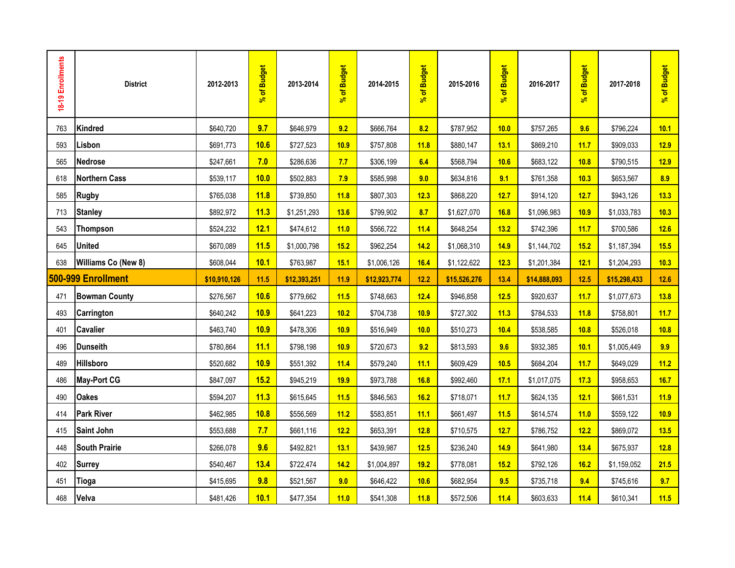| 18-19 Enrollments | District | 2012-2013 | % of Budget | 2013-2014 | % of Budget | 2014-2015 | % of Budget | 2015-2016 | % of Budget | 2016-2017 | % of Budget | 2017-2018 | % of Budget |
|---|---|---|---|---|---|---|---|---|---|---|---|---|---|
| 763 | **Kindred** | $640,720 | **9.7** | $646,979 | **9.2** | $666,764 | **8.2** | $787,952 | **10.0** | $757,265 | **9.6** | $796,224 | **10.1** |
| 593 | **Lisbon** | $691,773 | **10.6** | $727,523 | **10.9** | $757,808 | **11.8** | $880,147 | **13.1** | $869,210 | **11.7** | $909,033 | **12.9** |
| 565 | **Nedrose** | $247,661 | **7.0** | $286,636 | **7.7** | $306,199 | **6.4** | $568,794 | **10.6** | $683,122 | **10.8** | $790,515 | **12.9** |
| 618 | **Northern Cass** | $539,117 | **10.0** | $502,883 | **7.9** | $585,998 | **9.0** | $634,816 | **9.1** | $761,358 | **10.3** | $653,567 | **8.9** |
| 585 | **Rugby** | $765,038 | **11.8** | $739,850 | **11.8** | $807,303 | **12.3** | $868,220 | **12.7** | $914,120 | **12.7** | $943,126 | **13.3** |
| 713 | **Stanley** | $892,972 | **11.3** | $1,251,293 | **13.6** | $799,902 | **8.7** | $1,627,070 | **16.8** | $1,096,983 | **10.9** | $1,033,783 | **10.3** |
| 543 | **Thompson** | $524,232 | **12.1** | $474,612 | **11.0** | $566,722 | **11.4** | $648,254 | **13.2** | $742,396 | **11.7** | $700,586 | **12.6** |
| 645 | **United** | $670,089 | **11.5** | $1,000,798 | **15.2** | $962,254 | **14.2** | $1,068,310 | **14.9** | $1,144,702 | **15.2** | $1,187,394 | **15.5** |
| 638 | **Williams Co (New 8)** | $608,044 | **10.1** | $763,987 | **15.1** | $1,006,126 | **16.4** | $1,122,622 | **12.3** | $1,201,384 | **12.1** | $1,204,293 | **10.3** |
| **500-999 Enrollment** | | **$10,910,126** | **11.5** | **$12,393,251** | **11.9** | **$12,923,774** | **12.2** | **$15,526,276** | **13.4** | **$14,888,093** | **12.5** | **$15,298,433** | **12.6** |
| 471 | **Bowman County** | $276,567 | **10.6** | $779,662 | **11.5** | $748,663 | **12.4** | $946,858 | **12.5** | $920,637 | **11.7** | $1,077,673 | **13.8** |
| 493 | **Carrington** | $640,242 | **10.9** | $641,223 | **10.2** | $704,738 | **10.9** | $727,302 | **11.3** | $784,533 | **11.8** | $758,801 | **11.7** |
| 401 | **Cavalier** | $463,740 | **10.9** | $478,306 | **10.9** | $516,949 | **10.0** | $510,273 | **10.4** | $538,585 | **10.8** | $526,018 | **10.8** |
| 496 | **Dunseith** | $780,864 | **11.1** | $798,198 | **10.9** | $720,673 | **9.2** | $813,593 | **9.6** | $932,385 | **10.1** | $1,005,449 | **9.9** |
| 489 | **Hillsboro** | $520,682 | **10.9** | $551,392 | **11.4** | $579,240 | **11.1** | $609,429 | **10.5** | $684,204 | **11.7** | $649,029 | **11.2** |
| 486 | **May-Port CG** | $847,097 | **15.2** | $945,219 | **19.9** | $973,788 | **16.8** | $992,460 | **17.1** | $1,017,075 | **17.3** | $958,653 | **16.7** |
| 490 | **Oakes** | $594,207 | **11.3** | $615,645 | **11.5** | $846,563 | **16.2** | $718,071 | **11.7** | $624,135 | **12.1** | $661,531 | **11.9** |
| 414 | **Park River** | $462,985 | **10.8** | $556,569 | **11.2** | $583,851 | **11.1** | $661,497 | **11.5** | $614,574 | **11.0** | $559,122 | **10.9** |
| 415 | **Saint John** | $553,688 | **7.7** | $661,116 | **12.2** | $653,391 | **12.8** | $710,575 | **12.7** | $786,752 | **12.2** | $869,072 | **13.5** |
| 448 | **South Prairie** | $266,078 | **9.6** | $492,821 | **13.1** | $439,987 | **12.5** | $236,240 | **14.9** | $641,980 | **13.4** | $675,937 | **12.8** |
| 402 | **Surrey** | $540,467 | **13.4** | $722,474 | **14.2** | $1,004,897 | **19.2** | $778,081 | **15.2** | $792,126 | **16.2** | $1,159,052 | **21.5** |
| 451 | **Tioga** | $415,695 | **9.8** | $521,567 | **9.0** | $646,422 | **10.6** | $682,954 | **9.5** | $735,718 | **9.4** | $745,616 | **9.7** |
| 468 | **Velva** | $481,426 | **10.1** | $477,354 | **11.0** | $541,308 | **11.8** | $572,506 | **11.4** | $603,633 | **11.4** | $610,341 | **11.5** |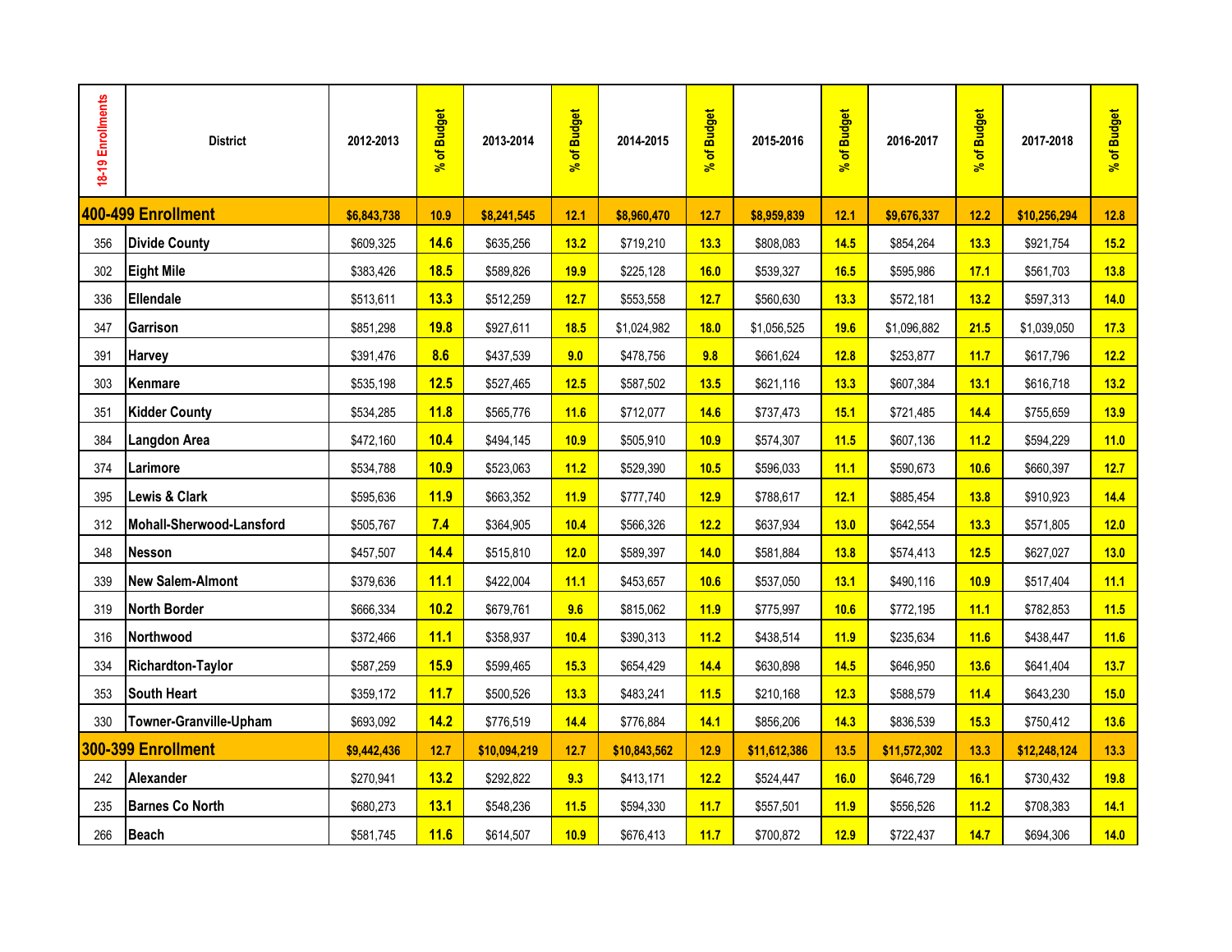| 18-19 Enrollments | District | 2012-2013 | % of Budget | 2013-2014 | % of Budget | 2014-2015 | % of Budget | 2015-2016 | % of Budget | 2016-2017 | % of Budget | 2017-2018 | % of Budget |
|---|---|---|---|---|---|---|---|---|---|---|---|---|---|
| **400-499 Enrollment** | | **$6,843,738** | **10.9** | **$8,241,545** | **12.1** | **$8,960,470** | **12.7** | **$8,959,839** | **12.1** | **$9,676,337** | **12.2** | **$10,256,294** | **12.8** |
| 356 | **Divide County** | $609,325 | **14.6** | $635,256 | **13.2** | $719,210 | **13.3** | $808,083 | **14.5** | $854,264 | **13.3** | $921,754 | **15.2** |
| 302 | **Eight Mile** | $383,426 | **18.5** | $589,826 | **19.9** | $225,128 | **16.0** | $539,327 | **16.5** | $595,986 | **17.1** | $561,703 | **13.8** |
| 336 | **Ellendale** | $513,611 | **13.3** | $512,259 | **12.7** | $553,558 | **12.7** | $560,630 | **13.3** | $572,181 | **13.2** | $597,313 | **14.0** |
| 347 | **Garrison** | $851,298 | **19.8** | $927,611 | **18.5** | $1,024,982 | **18.0** | $1,056,525 | **19.6** | $1,096,882 | **21.5** | $1,039,050 | **17.3** |
| 391 | **Harvey** | $391,476 | **8.6** | $437,539 | **9.0** | $478,756 | **9.8** | $661,624 | **12.8** | $253,877 | **11.7** | $617,796 | **12.2** |
| 303 | **Kenmare** | $535,198 | **12.5** | $527,465 | **12.5** | $587,502 | **13.5** | $621,116 | **13.3** | $607,384 | **13.1** | $616,718 | **13.2** |
| 351 | **Kidder County** | $534,285 | **11.8** | $565,776 | **11.6** | $712,077 | **14.6** | $737,473 | **15.1** | $721,485 | **14.4** | $755,659 | **13.9** |
| 384 | **Langdon Area** | $472,160 | **10.4** | $494,145 | **10.9** | $505,910 | **10.9** | $574,307 | **11.5** | $607,136 | **11.2** | $594,229 | **11.0** |
| 374 | **Larimore** | $534,788 | **10.9** | $523,063 | **11.2** | $529,390 | **10.5** | $596,033 | **11.1** | $590,673 | **10.6** | $660,397 | **12.7** |
| 395 | **Lewis & Clark** | $595,636 | **11.9** | $663,352 | **11.9** | $777,740 | **12.9** | $788,617 | **12.1** | $885,454 | **13.8** | $910,923 | **14.4** |
| 312 | **Mohall-Sherwood-Lansford** | $505,767 | **7.4** | $364,905 | **10.4** | $566,326 | **12.2** | $637,934 | **13.0** | $642,554 | **13.3** | $571,805 | **12.0** |
| 348 | **Nesson** | $457,507 | **14.4** | $515,810 | **12.0** | $589,397 | **14.0** | $581,884 | **13.8** | $574,413 | **12.5** | $627,027 | **13.0** |
| 339 | **New Salem-Almont** | $379,636 | **11.1** | $422,004 | **11.1** | $453,657 | **10.6** | $537,050 | **13.1** | $490,116 | **10.9** | $517,404 | **11.1** |
| 319 | **North Border** | $666,334 | **10.2** | $679,761 | **9.6** | $815,062 | **11.9** | $775,997 | **10.6** | $772,195 | **11.1** | $782,853 | **11.5** |
| 316 | **Northwood** | $372,466 | **11.1** | $358,937 | **10.4** | $390,313 | **11.2** | $438,514 | **11.9** | $235,634 | **11.6** | $438,447 | **11.6** |
| 334 | **Richardton-Taylor** | $587,259 | **15.9** | $599,465 | **15.3** | $654,429 | **14.4** | $630,898 | **14.5** | $646,950 | **13.6** | $641,404 | **13.7** |
| 353 | **South Heart** | $359,172 | **11.7** | $500,526 | **13.3** | $483,241 | **11.5** | $210,168 | **12.3** | $588,579 | **11.4** | $643,230 | **15.0** |
| 330 | **Towner-Granville-Upham** | $693,092 | **14.2** | $776,519 | **14.4** | $776,884 | **14.1** | $856,206 | **14.3** | $836,539 | **15.3** | $750,412 | **13.6** |
| **300-399 Enrollment** | | **$9,442,436** | **12.7** | **$10,094,219** | **12.7** | **$10,843,562** | **12.9** | **$11,612,386** | **13.5** | **$11,572,302** | **13.3** | **$12,248,124** | **13.3** |
| 242 | **Alexander** | $270,941 | **13.2** | $292,822 | **9.3** | $413,171 | **12.2** | $524,447 | **16.0** | $646,729 | **16.1** | $730,432 | **19.8** |
| 235 | **Barnes Co North** | $680,273 | **13.1** | $548,236 | **11.5** | $594,330 | **11.7** | $557,501 | **11.9** | $556,526 | **11.2** | $708,383 | **14.1** |
| 266 | **Beach** | $581,745 | **11.6** | $614,507 | **10.9** | $676,413 | **11.7** | $700,872 | **12.9** | $722,437 | **14.7** | $694,306 | **14.0** |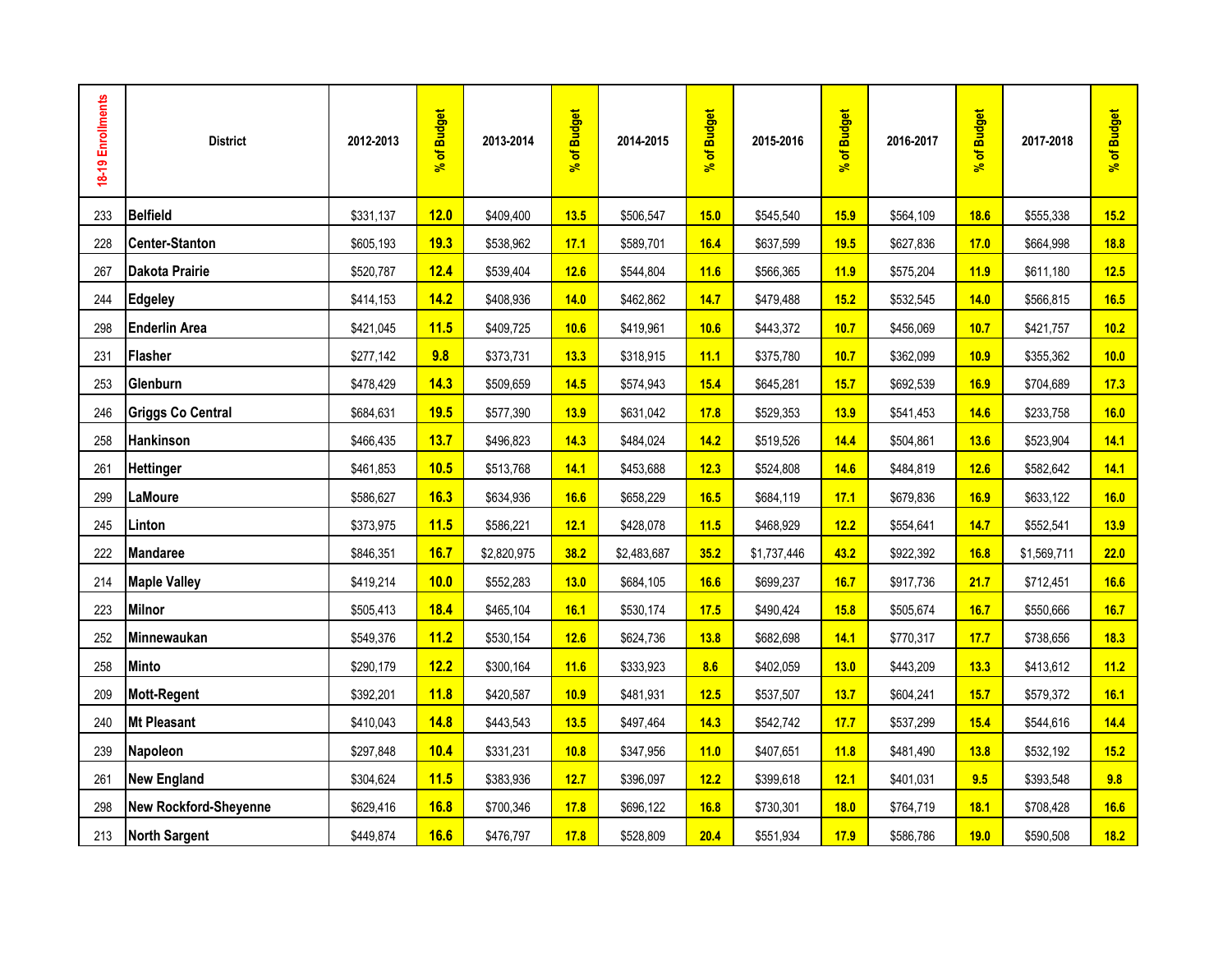| 18-19 Enrollments | District | 2012-2013 | % of Budget | 2013-2014 | % of Budget | 2014-2015 | % of Budget | 2015-2016 | % of Budget | 2016-2017 | % of Budget | 2017-2018 | % of Budget |
|---|---|---|---|---|---|---|---|---|---|---|---|---|---|
| 233 | **Belfield** | $331,137 | **12.0** | $409,400 | **13.5** | $506,547 | **15.0** | $545,540 | **15.9** | $564,109 | **18.6** | $555,338 | **15.2** |
| 228 | **Center-Stanton** | $605,193 | **19.3** | $538,962 | **17.1** | $589,701 | **16.4** | $637,599 | **19.5** | $627,836 | **17.0** | $664,998 | **18.8** |
| 267 | **Dakota Prairie** | $520,787 | **12.4** | $539,404 | **12.6** | $544,804 | **11.6** | $566,365 | **11.9** | $575,204 | **11.9** | $611,180 | **12.5** |
| 244 | **Edgeley** | $414,153 | **14.2** | $408,936 | **14.0** | $462,862 | **14.7** | $479,488 | **15.2** | $532,545 | **14.0** | $566,815 | **16.5** |
| 298 | **Enderlin Area** | $421,045 | **11.5** | $409,725 | **10.6** | $419,961 | **10.6** | $443,372 | **10.7** | $456,069 | **10.7** | $421,757 | **10.2** |
| 231 | **Flasher** | $277,142 | **9.8** | $373,731 | **13.3** | $318,915 | **11.1** | $375,780 | **10.7** | $362,099 | **10.9** | $355,362 | **10.0** |
| 253 | **Glenburn** | $478,429 | **14.3** | $509,659 | **14.5** | $574,943 | **15.4** | $645,281 | **15.7** | $692,539 | **16.9** | $704,689 | **17.3** |
| 246 | **Griggs Co Central** | $684,631 | **19.5** | $577,390 | **13.9** | $631,042 | **17.8** | $529,353 | **13.9** | $541,453 | **14.6** | $233,758 | **16.0** |
| 258 | **Hankinson** | $466,435 | **13.7** | $496,823 | **14.3** | $484,024 | **14.2** | $519,526 | **14.4** | $504,861 | **13.6** | $523,904 | **14.1** |
| 261 | **Hettinger** | $461,853 | **10.5** | $513,768 | **14.1** | $453,688 | **12.3** | $524,808 | **14.6** | $484,819 | **12.6** | $582,642 | **14.1** |
| 299 | **LaMoure** | $586,627 | **16.3** | $634,936 | **16.6** | $658,229 | **16.5** | $684,119 | **17.1** | $679,836 | **16.9** | $633,122 | **16.0** |
| 245 | **Linton** | $373,975 | **11.5** | $586,221 | **12.1** | $428,078 | **11.5** | $468,929 | **12.2** | $554,641 | **14.7** | $552,541 | **13.9** |
| 222 | **Mandaree** | $846,351 | **16.7** | $2,820,975 | **38.2** | $2,483,687 | **35.2** | $1,737,446 | **43.2** | $922,392 | **16.8** | $1,569,711 | **22.0** |
| 214 | **Maple Valley** | $419,214 | **10.0** | $552,283 | **13.0** | $684,105 | **16.6** | $699,237 | **16.7** | $917,736 | **21.7** | $712,451 | **16.6** |
| 223 | **Milnor** | $505,413 | **18.4** | $465,104 | **16.1** | $530,174 | **17.5** | $490,424 | **15.8** | $505,674 | **16.7** | $550,666 | **16.7** |
| 252 | **Minnewaukan** | $549,376 | **11.2** | $530,154 | **12.6** | $624,736 | **13.8** | $682,698 | **14.1** | $770,317 | **17.7** | $738,656 | **18.3** |
| 258 | **Minto** | $290,179 | **12.2** | $300,164 | **11.6** | $333,923 | **8.6** | $402,059 | **13.0** | $443,209 | **13.3** | $413,612 | **11.2** |
| 209 | **Mott-Regent** | $392,201 | **11.8** | $420,587 | **10.9** | $481,931 | **12.5** | $537,507 | **13.7** | $604,241 | **15.7** | $579,372 | **16.1** |
| 240 | **Mt Pleasant** | $410,043 | **14.8** | $443,543 | **13.5** | $497,464 | **14.3** | $542,742 | **17.7** | $537,299 | **15.4** | $544,616 | **14.4** |
| 239 | **Napoleon** | $297,848 | **10.4** | $331,231 | **10.8** | $347,956 | **11.0** | $407,651 | **11.8** | $481,490 | **13.8** | $532,192 | **15.2** |
| 261 | **New England** | $304,624 | **11.5** | $383,936 | **12.7** | $396,097 | **12.2** | $399,618 | **12.1** | $401,031 | **9.5** | $393,548 | **9.8** |
| 298 | **New Rockford-Sheyenne** | $629,416 | **16.8** | $700,346 | **17.8** | $696,122 | **16.8** | $730,301 | **18.0** | $764,719 | **18.1** | $708,428 | **16.6** |
| 213 | **North Sargent** | $449,874 | **16.6** | $476,797 | **17.8** | $528,809 | **20.4** | $551,934 | **17.9** | $586,786 | **19.0** | $590,508 | **18.2** |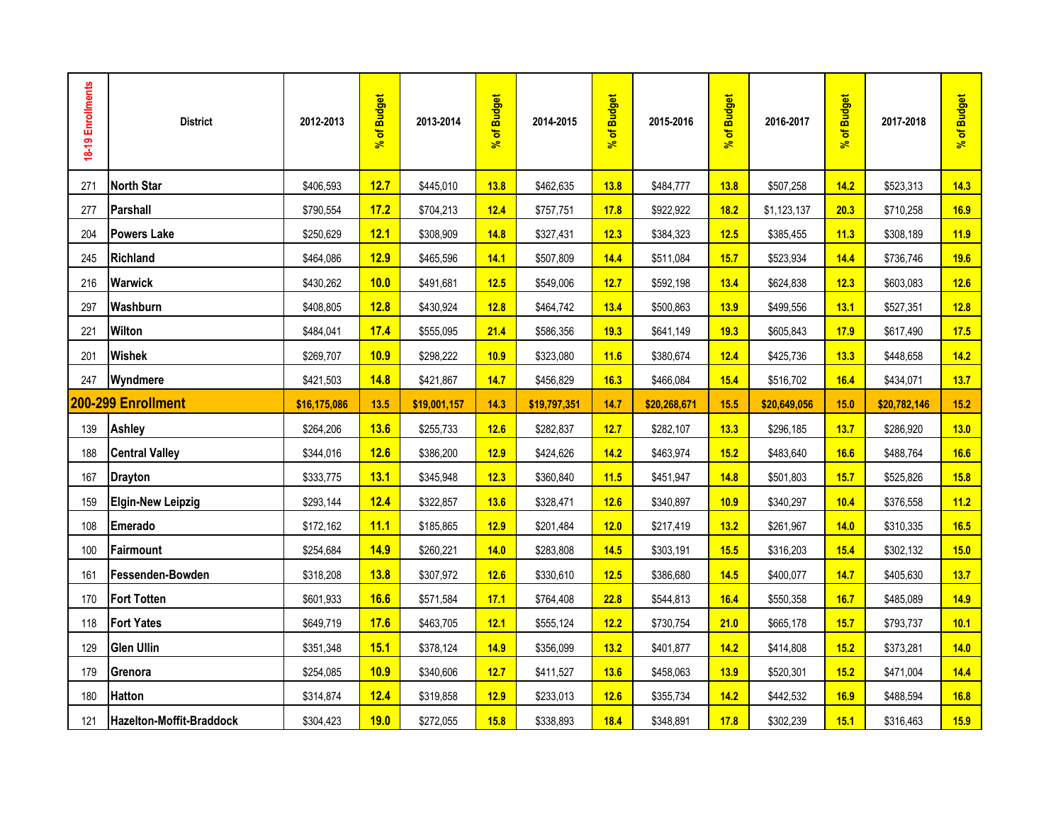| 18-19 Enrollments | District | 2012-2013 | % of Budget | 2013-2014 | % of Budget | 2014-2015 | % of Budget | 2015-2016 | % of Budget | 2016-2017 | % of Budget | 2017-2018 | % of Budget |
|---|---|---|---|---|---|---|---|---|---|---|---|---|---|
| 271 | **North Star** | $406,593 | **12.7** | $445,010 | **13.8** | $462,635 | **13.8** | $484,777 | **13.8** | $507,258 | **14.2** | $523,313 | **14.3** |
| 277 | **Parshall** | $790,554 | **17.2** | $704,213 | **12.4** | $757,751 | **17.8** | $922,922 | **18.2** | $1,123,137 | **20.3** | $710,258 | **16.9** |
| 204 | **Powers Lake** | $250,629 | **12.1** | $308,909 | **14.8** | $327,431 | **12.3** | $384,323 | **12.5** | $385,455 | **11.3** | $308,189 | **11.9** |
| 245 | **Richland** | $464,086 | **12.9** | $465,596 | **14.1** | $507,809 | **14.4** | $511,084 | **15.7** | $523,934 | **14.4** | $736,746 | **19.6** |
| 216 | **Warwick** | $430,262 | **10.0** | $491,681 | **12.5** | $549,006 | **12.7** | $592,198 | **13.4** | $624,838 | **12.3** | $603,083 | **12.6** |
| 297 | **Washburn** | $408,805 | **12.8** | $430,924 | **12.8** | $464,742 | **13.4** | $500,863 | **13.9** | $499,556 | **13.1** | $527,351 | **12.8** |
| 221 | **Wilton** | $484,041 | **17.4** | $555,095 | **21.4** | $586,356 | **19.3** | $641,149 | **19.3** | $605,843 | **17.9** | $617,490 | **17.5** |
| 201 | **Wishek** | $269,707 | **10.9** | $298,222 | **10.9** | $323,080 | **11.6** | $380,674 | **12.4** | $425,736 | **13.3** | $448,658 | **14.2** |
| 247 | **Wyndmere** | $421,503 | **14.8** | $421,867 | **14.7** | $456,829 | **16.3** | $466,084 | **15.4** | $516,702 | **16.4** | $434,071 | **13.7** |
| **200-299 Enrollment** | | **$16,175,086** | **13.5** | **$19,001,157** | **14.3** | **$19,797,351** | **14.7** | **$20,268,671** | **15.5** | **$20,649,056** | **15.0** | **$20,782,146** | **15.2** |
| 139 | **Ashley** | $264,206 | **13.6** | $255,733 | **12.6** | $282,837 | **12.7** | $282,107 | **13.3** | $296,185 | **13.7** | $286,920 | **13.0** |
| 188 | **Central Valley** | $344,016 | **12.6** | $386,200 | **12.9** | $424,626 | **14.2** | $463,974 | **15.2** | $483,640 | **16.6** | $488,764 | **16.6** |
| 167 | **Drayton** | $333,775 | **13.1** | $345,948 | **12.3** | $360,840 | **11.5** | $451,947 | **14.8** | $501,803 | **15.7** | $525,826 | **15.8** |
| 159 | **Elgin-New Leipzig** | $293,144 | **12.4** | $322,857 | **13.6** | $328,471 | **12.6** | $340,897 | **10.9** | $340,297 | **10.4** | $376,558 | **11.2** |
| 108 | **Emerado** | $172,162 | **11.1** | $185,865 | **12.9** | $201,484 | **12.0** | $217,419 | **13.2** | $261,967 | **14.0** | $310,335 | **16.5** |
| 100 | **Fairmount** | $254,684 | **14.9** | $260,221 | **14.0** | $283,808 | **14.5** | $303,191 | **15.5** | $316,203 | **15.4** | $302,132 | **15.0** |
| 161 | **Fessenden-Bowden** | $318,208 | **13.8** | $307,972 | **12.6** | $330,610 | **12.5** | $386,680 | **14.5** | $400,077 | **14.7** | $405,630 | **13.7** |
| 170 | **Fort Totten** | $601,933 | **16.6** | $571,584 | **17.1** | $764,408 | **22.8** | $544,813 | **16.4** | $550,358 | **16.7** | $485,089 | **14.9** |
| 118 | **Fort Yates** | $649,719 | **17.6** | $463,705 | **12.1** | $555,124 | **12.2** | $730,754 | **21.0** | $665,178 | **15.7** | $793,737 | **10.1** |
| 129 | **Glen Ullin** | $351,348 | **15.1** | $378,124 | **14.9** | $356,099 | **13.2** | $401,877 | **14.2** | $414,808 | **15.2** | $373,281 | **14.0** |
| 179 | **Grenora** | $254,085 | **10.9** | $340,606 | **12.7** | $411,527 | **13.6** | $458,063 | **13.9** | $520,301 | **15.2** | $471,004 | **14.4** |
| 180 | **Hatton** | $314,874 | **12.4** | $319,858 | **12.9** | $233,013 | **12.6** | $355,734 | **14.2** | $442,532 | **16.9** | $488,594 | **16.8** |
| 121 | **Hazelton-Moffit-Braddock** | $304,423 | **19.0** | $272,055 | **15.8** | $338,893 | **18.4** | $348,891 | **17.8** | $302,239 | **15.1** | $316,463 | **15.9** |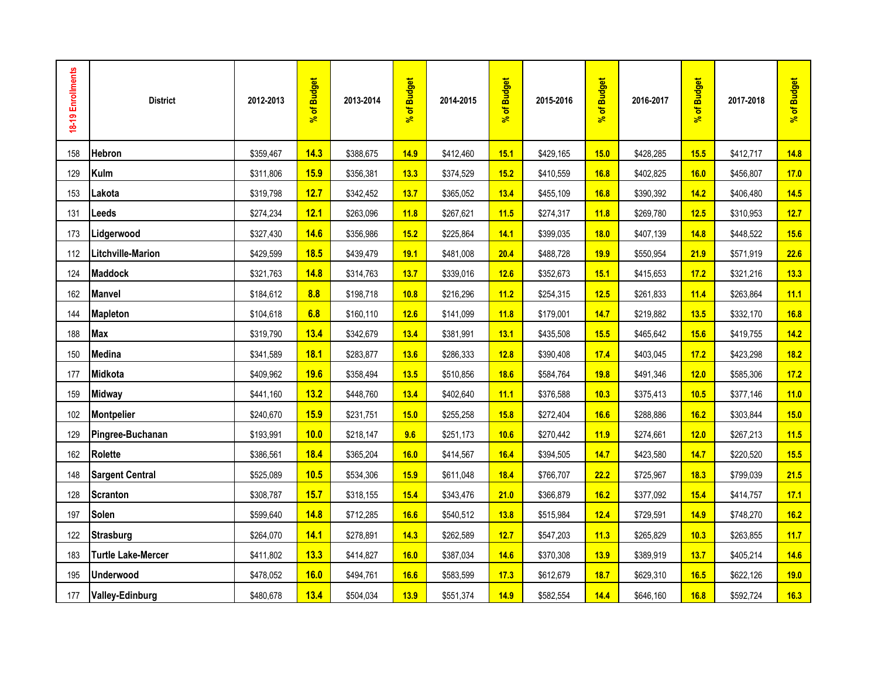| 18-19 Enrollments | District | 2012-2013 | % of Budget | 2013-2014 | % of Budget | 2014-2015 | % of Budget | 2015-2016 | % of Budget | 2016-2017 | % of Budget | 2017-2018 | % of Budget |
|---|---|---|---|---|---|---|---|---|---|---|---|---|---|
| 158 | **Hebron** | $359,467 | **14.3** | $388,675 | **14.9** | $412,460 | **15.1** | $429,165 | **15.0** | $428,285 | **15.5** | $412,717 | **14.8** |
| 129 | **Kulm** | $311,806 | **15.9** | $356,381 | **13.3** | $374,529 | **15.2** | $410,559 | **16.8** | $402,825 | **16.0** | $456,807 | **17.0** |
| 153 | **Lakota** | $319,798 | **12.7** | $342,452 | **13.7** | $365,052 | **13.4** | $455,109 | **16.8** | $390,392 | **14.2** | $406,480 | **14.5** |
| 131 | **Leeds** | $274,234 | **12.1** | $263,096 | **11.8** | $267,621 | **11.5** | $274,317 | **11.8** | $269,780 | **12.5** | $310,953 | **12.7** |
| 173 | **Lidgerwood** | $327,430 | **14.6** | $356,986 | **15.2** | $225,864 | **14.1** | $399,035 | **18.0** | $407,139 | **14.8** | $448,522 | **15.6** |
| 112 | **Litchville-Marion** | $429,599 | **18.5** | $439,479 | **19.1** | $481,008 | **20.4** | $488,728 | **19.9** | $550,954 | **21.9** | $571,919 | **22.6** |
| 124 | **Maddock** | $321,763 | **14.8** | $314,763 | **13.7** | $339,016 | **12.6** | $352,673 | **15.1** | $415,653 | **17.2** | $321,216 | **13.3** |
| 162 | **Manvel** | $184,612 | **8.8** | $198,718 | **10.8** | $216,296 | **11.2** | $254,315 | **12.5** | $261,833 | **11.4** | $263,864 | **11.1** |
| 144 | **Mapleton** | $104,618 | **6.8** | $160,110 | **12.6** | $141,099 | **11.8** | $179,001 | **14.7** | $219,882 | **13.5** | $332,170 | **16.8** |
| 188 | **Max** | $319,790 | **13.4** | $342,679 | **13.4** | $381,991 | **13.1** | $435,508 | **15.5** | $465,642 | **15.6** | $419,755 | **14.2** |
| 150 | **Medina** | $341,589 | **18.1** | $283,877 | **13.6** | $286,333 | **12.8** | $390,408 | **17.4** | $403,045 | **17.2** | $423,298 | **18.2** |
| 177 | **Midkota** | $409,962 | **19.6** | $358,494 | **13.5** | $510,856 | **18.6** | $584,764 | **19.8** | $491,346 | **12.0** | $585,306 | **17.2** |
| 159 | **Midway** | $441,160 | **13.2** | $448,760 | **13.4** | $402,640 | **11.1** | $376,588 | **10.3** | $375,413 | **10.5** | $377,146 | **11.0** |
| 102 | **Montpelier** | $240,670 | **15.9** | $231,751 | **15.0** | $255,258 | **15.8** | $272,404 | **16.6** | $288,886 | **16.2** | $303,844 | **15.0** |
| 129 | **Pingree-Buchanan** | $193,991 | **10.0** | $218,147 | **9.6** | $251,173 | **10.6** | $270,442 | **11.9** | $274,661 | **12.0** | $267,213 | **11.5** |
| 162 | **Rolette** | $386,561 | **18.4** | $365,204 | **16.0** | $414,567 | **16.4** | $394,505 | **14.7** | $423,580 | **14.7** | $220,520 | **15.5** |
| 148 | **Sargent Central** | $525,089 | **10.5** | $534,306 | **15.9** | $611,048 | **18.4** | $766,707 | **22.2** | $725,967 | **18.3** | $799,039 | **21.5** |
| 128 | **Scranton** | $308,787 | **15.7** | $318,155 | **15.4** | $343,476 | **21.0** | $366,879 | **16.2** | $377,092 | **15.4** | $414,757 | **17.1** |
| 197 | **Solen** | $599,640 | **14.8** | $712,285 | **16.6** | $540,512 | **13.8** | $515,984 | **12.4** | $729,591 | **14.9** | $748,270 | **16.2** |
| 122 | **Strasburg** | $264,070 | **14.1** | $278,891 | **14.3** | $262,589 | **12.7** | $547,203 | **11.3** | $265,829 | **10.3** | $263,855 | **11.7** |
| 183 | **Turtle Lake-Mercer** | $411,802 | **13.3** | $414,827 | **16.0** | $387,034 | **14.6** | $370,308 | **13.9** | $389,919 | **13.7** | $405,214 | **14.6** |
| 195 | **Underwood** | $478,052 | **16.0** | $494,761 | **16.6** | $583,599 | **17.3** | $612,679 | **18.7** | $629,310 | **16.5** | $622,126 | **19.0** |
| 177 | **Valley-Edinburg** | $480,678 | **13.4** | $504,034 | **13.9** | $551,374 | **14.9** | $582,554 | **14.4** | $646,160 | **16.8** | $592,724 | **16.3** |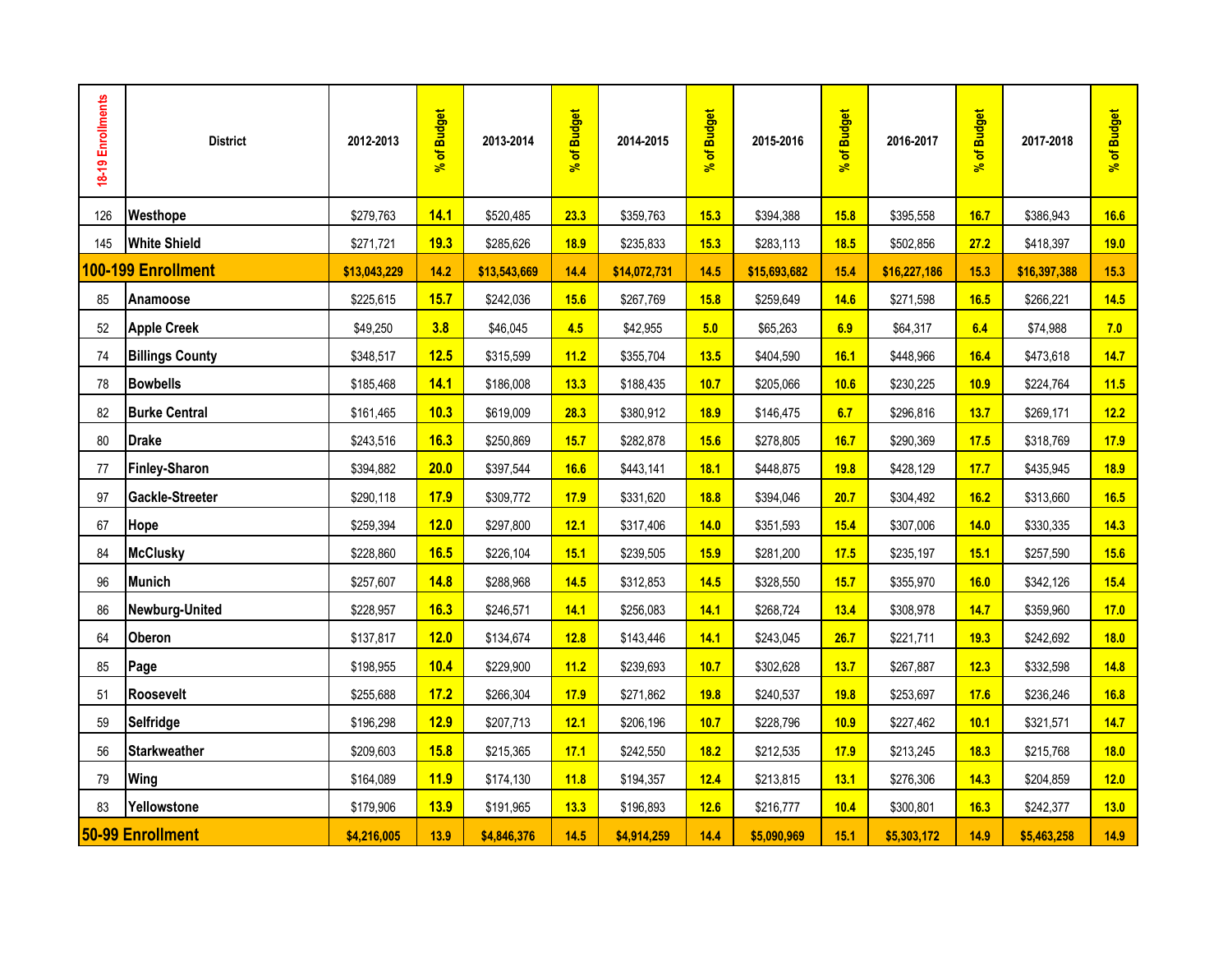| 18-19 Enrollments | District | 2012-2013 | % of Budget | 2013-2014 | % of Budget | 2014-2015 | % of Budget | 2015-2016 | % of Budget | 2016-2017 | % of Budget | 2017-2018 | % of Budget |
|---|---|---|---|---|---|---|---|---|---|---|---|---|---|
| 126 | **Westhope** | $279,763 | **14.1** | $520,485 | **23.3** | $359,763 | **15.3** | $394,388 | **15.8** | $395,558 | **16.7** | $386,943 | **16.6** |
| 145 | **White Shield** | $271,721 | **19.3** | $285,626 | **18.9** | $235,833 | **15.3** | $283,113 | **18.5** | $502,856 | **27.2** | $418,397 | **19.0** |
| **100-199 Enrollment** | | **$13,043,229** | **14.2** | **$13,543,669** | **14.4** | **$14,072,731** | **14.5** | **$15,693,682** | **15.4** | **$16,227,186** | **15.3** | **$16,397,388** | **15.3** |
| 85 | **Anamoose** | $225,615 | **15.7** | $242,036 | **15.6** | $267,769 | **15.8** | $259,649 | **14.6** | $271,598 | **16.5** | $266,221 | **14.5** |
| 52 | **Apple Creek** | $49,250 | **3.8** | $46,045 | **4.5** | $42,955 | **5.0** | $65,263 | **6.9** | $64,317 | **6.4** | $74,988 | **7.0** |
| 74 | **Billings County** | $348,517 | **12.5** | $315,599 | **11.2** | $355,704 | **13.5** | $404,590 | **16.1** | $448,966 | **16.4** | $473,618 | **14.7** |
| 78 | **Bowbells** | $185,468 | **14.1** | $186,008 | **13.3** | $188,435 | **10.7** | $205,066 | **10.6** | $230,225 | **10.9** | $224,764 | **11.5** |
| 82 | **Burke Central** | $161,465 | **10.3** | $619,009 | **28.3** | $380,912 | **18.9** | $146,475 | **6.7** | $296,816 | **13.7** | $269,171 | **12.2** |
| 80 | **Drake** | $243,516 | **16.3** | $250,869 | **15.7** | $282,878 | **15.6** | $278,805 | **16.7** | $290,369 | **17.5** | $318,769 | **17.9** |
| 77 | **Finley-Sharon** | $394,882 | **20.0** | $397,544 | **16.6** | $443,141 | **18.1** | $448,875 | **19.8** | $428,129 | **17.7** | $435,945 | **18.9** |
| 97 | **Gackle-Streeter** | $290,118 | **17.9** | $309,772 | **17.9** | $331,620 | **18.8** | $394,046 | **20.7** | $304,492 | **16.2** | $313,660 | **16.5** |
| 67 | **Hope** | $259,394 | **12.0** | $297,800 | **12.1** | $317,406 | **14.0** | $351,593 | **15.4** | $307,006 | **14.0** | $330,335 | **14.3** |
| 84 | **McClusky** | $228,860 | **16.5** | $226,104 | **15.1** | $239,505 | **15.9** | $281,200 | **17.5** | $235,197 | **15.1** | $257,590 | **15.6** |
| 96 | **Munich** | $257,607 | **14.8** | $288,968 | **14.5** | $312,853 | **14.5** | $328,550 | **15.7** | $355,970 | **16.0** | $342,126 | **15.4** |
| 86 | **Newburg-United** | $228,957 | **16.3** | $246,571 | **14.1** | $256,083 | **14.1** | $268,724 | **13.4** | $308,978 | **14.7** | $359,960 | **17.0** |
| 64 | **Oberon** | $137,817 | **12.0** | $134,674 | **12.8** | $143,446 | **14.1** | $243,045 | **26.7** | $221,711 | **19.3** | $242,692 | **18.0** |
| 85 | **Page** | $198,955 | **10.4** | $229,900 | **11.2** | $239,693 | **10.7** | $302,628 | **13.7** | $267,887 | **12.3** | $332,598 | **14.8** |
| 51 | **Roosevelt** | $255,688 | **17.2** | $266,304 | **17.9** | $271,862 | **19.8** | $240,537 | **19.8** | $253,697 | **17.6** | $236,246 | **16.8** |
| 59 | **Selfridge** | $196,298 | **12.9** | $207,713 | **12.1** | $206,196 | **10.7** | $228,796 | **10.9** | $227,462 | **10.1** | $321,571 | **14.7** |
| 56 | **Starkweather** | $209,603 | **15.8** | $215,365 | **17.1** | $242,550 | **18.2** | $212,535 | **17.9** | $213,245 | **18.3** | $215,768 | **18.0** |
| 79 | **Wing** | $164,089 | **11.9** | $174,130 | **11.8** | $194,357 | **12.4** | $213,815 | **13.1** | $276,306 | **14.3** | $204,859 | **12.0** |
| 83 | **Yellowstone** | $179,906 | **13.9** | $191,965 | **13.3** | $196,893 | **12.6** | $216,777 | **10.4** | $300,801 | **16.3** | $242,377 | **13.0** |
| **50-99 Enrollment** | | **$4,216,005** | **13.9** | **$4,846,376** | **14.5** | **$4,914,259** | **14.4** | **$5,090,969** | **15.1** | **$5,303,172** | **14.9** | **$5,463,258** | **14.9** |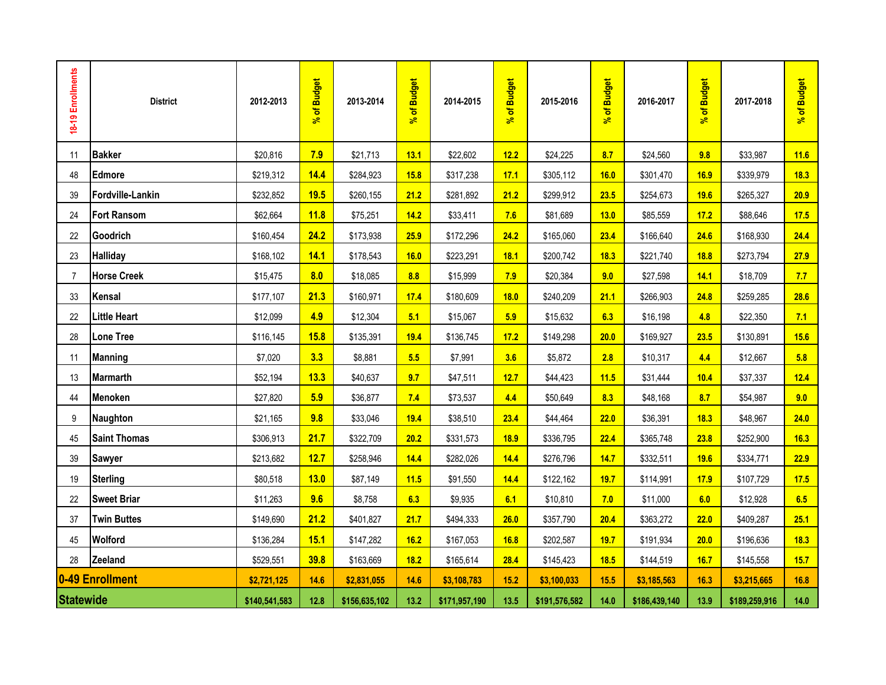| 18-19 Enrollments | District | 2012-2013 | % of Budget | 2013-2014 | % of Budget | 2014-2015 | % of Budget | 2015-2016 | % of Budget | 2016-2017 | % of Budget | 2017-2018 | % of Budget |
|---|---|---|---|---|---|---|---|---|---|---|---|---|---|
| 11 | **Bakker** | $20,816 | **7.9** | $21,713 | **13.1** | $22,602 | **12.2** | $24,225 | **8.7** | $24,560 | **9.8** | $33,987 | **11.6** |
| 48 | **Edmore** | $219,312 | **14.4** | $284,923 | **15.8** | $317,238 | **17.1** | $305,112 | **16.0** | $301,470 | **16.9** | $339,979 | **18.3** |
| 39 | **Fordville-Lankin** | $232,852 | **19.5** | $260,155 | **21.2** | $281,892 | **21.2** | $299,912 | **23.5** | $254,673 | **19.6** | $265,327 | **20.9** |
| 24 | **Fort Ransom** | $62,664 | **11.8** | $75,251 | **14.2** | $33,411 | **7.6** | $81,689 | **13.0** | $85,559 | **17.2** | $88,646 | **17.5** |
| 22 | **Goodrich** | $160,454 | **24.2** | $173,938 | **25.9** | $172,296 | **24.2** | $165,060 | **23.4** | $166,640 | **24.6** | $168,930 | **24.4** |
| 23 | **Halliday** | $168,102 | **14.1** | $178,543 | **16.0** | $223,291 | **18.1** | $200,742 | **18.3** | $221,740 | **18.8** | $273,794 | **27.9** |
| 7 | **Horse Creek** | $15,475 | **8.0** | $18,085 | **8.8** | $15,999 | **7.9** | $20,384 | **9.0** | $27,598 | **14.1** | $18,709 | **7.7** |
| 33 | **Kensal** | $177,107 | **21.3** | $160,971 | **17.4** | $180,609 | **18.0** | $240,209 | **21.1** | $266,903 | **24.8** | $259,285 | **28.6** |
| 22 | **Little Heart** | $12,099 | **4.9** | $12,304 | **5.1** | $15,067 | **5.9** | $15,632 | **6.3** | $16,198 | **4.8** | $22,350 | **7.1** |
| 28 | **Lone Tree** | $116,145 | **15.8** | $135,391 | **19.4** | $136,745 | **17.2** | $149,298 | **20.0** | $169,927 | **23.5** | $130,891 | **15.6** |
| 11 | **Manning** | $7,020 | **3.3** | $8,881 | **5.5** | $7,991 | **3.6** | $5,872 | **2.8** | $10,317 | **4.4** | $12,667 | **5.8** |
| 13 | **Marmarth** | $52,194 | **13.3** | $40,637 | **9.7** | $47,511 | **12.7** | $44,423 | **11.5** | $31,444 | **10.4** | $37,337 | **12.4** |
| 44 | **Menoken** | $27,820 | **5.9** | $36,877 | **7.4** | $73,537 | **4.4** | $50,649 | **8.3** | $48,168 | **8.7** | $54,987 | **9.0** |
| 9 | **Naughton** | $21,165 | **9.8** | $33,046 | **19.4** | $38,510 | **23.4** | $44,464 | **22.0** | $36,391 | **18.3** | $48,967 | **24.0** |
| 45 | **Saint Thomas** | $306,913 | **21.7** | $322,709 | **20.2** | $331,573 | **18.9** | $336,795 | **22.4** | $365,748 | **23.8** | $252,900 | **16.3** |
| 39 | **Sawyer** | $213,682 | **12.7** | $258,946 | **14.4** | $282,026 | **14.4** | $276,796 | **14.7** | $332,511 | **19.6** | $334,771 | **22.9** |
| 19 | **Sterling** | $80,518 | **13.0** | $87,149 | **11.5** | $91,550 | **14.4** | $122,162 | **19.7** | $114,991 | **17.9** | $107,729 | **17.5** |
| 22 | **Sweet Briar** | $11,263 | **9.6** | $8,758 | **6.3** | $9,935 | **6.1** | $10,810 | **7.0** | $11,000 | **6.0** | $12,928 | **6.5** |
| 37 | **Twin Buttes** | $149,690 | **21.2** | $401,827 | **21.7** | $494,333 | **26.0** | $357,790 | **20.4** | $363,272 | **22.0** | $409,287 | **25.1** |
| 45 | **Wolford** | $136,284 | **15.1** | $147,282 | **16.2** | $167,053 | **16.8** | $202,587 | **19.7** | $191,934 | **20.0** | $196,636 | **18.3** |
| 28 | **Zeeland** | $529,551 | **39.8** | $163,669 | **18.2** | $165,614 | **28.4** | $145,423 | **18.5** | $144,519 | **16.7** | $145,558 | **15.7** |
| **0-49 Enrollment** | | **$2,721,125** | **14.6** | **$2,831,055** | **14.6** | **$3,108,783** | **15.2** | **$3,100,033** | **15.5** | **$3,185,563** | **16.3** | **$3,215,665** | **16.8** |
| **Statewide** | | **$140,541,583** | **12.8** | **$156,635,102** | **13.2** | **$171,957,190** | **13.5** | **$191,576,582** | **14.0** | **$186,439,140** | **13.9** | **$189,259,916** | **14.0** |